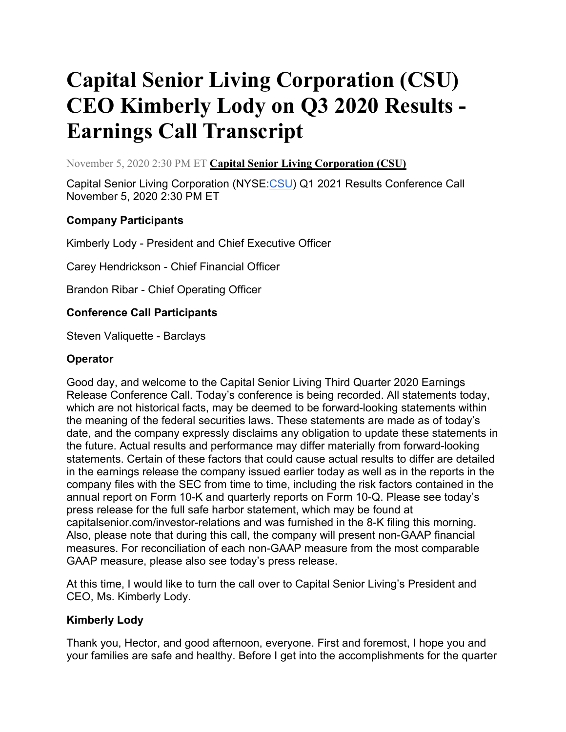# Capital Senior Living Corporation (CSU) CEO Kimberly Lody on Q3 2020 Results - Earnings Call Transcript

November 5, 2020 2:30 PM ET **Capital Senior Living Corporation (CSU)**

Capital Senior Living Corporation (NYSE:CSU) Q1 2021 Results Conference Call November 5, 2020 2:30 PM ET

**Company Participants**

Kimberly Lody - President and Chief Executive Officer

Carey Hendrickson - Chief Financial Officer

Brandon Ribar - Chief Operating Officer

**Conference Call Participants**

Steven Valiquette - Barclays

**Operator**

Good day, and welcome to the Capital Senior Living Third Quarter 2020 Earnings Release Conference Call. Today's conference is being recorded. All statements today, which are not historical facts, may be deemed to be forward-looking statements within the meaning of the federal securities laws. These statements are made as of today's date, and the company expressly disclaims any obligation to update these statements in the future. Actual results and performance may differ materially from forward-looking statements. Certain of these factors that could cause actual results to differ are detailed in the earnings release the company issued earlier today as well as in the reports in the company files with the SEC from time to time, including the risk factors contained in the annual report on Form 10-K and quarterly reports on Form 10-Q. Please see today's press release for the full safe harbor statement, which may be found at capitalsenior.com/investor-relations and was furnished in the 8-K filing this morning. Also, please note that during this call, the company will present non-GAAP financial measures. For reconciliation of each non-GAAP measure from the most comparable GAAP measure, please also see today's press release.

At this time, I would like to turn the call over to Capital Senior Living's President and CEO, Ms. Kimberly Lody.

**Kimberly Lody**

Thank you, Hector, and good afternoon, everyone. First and foremost, I hope you and your families are safe and healthy. Before I get into the accomplishments for the quarter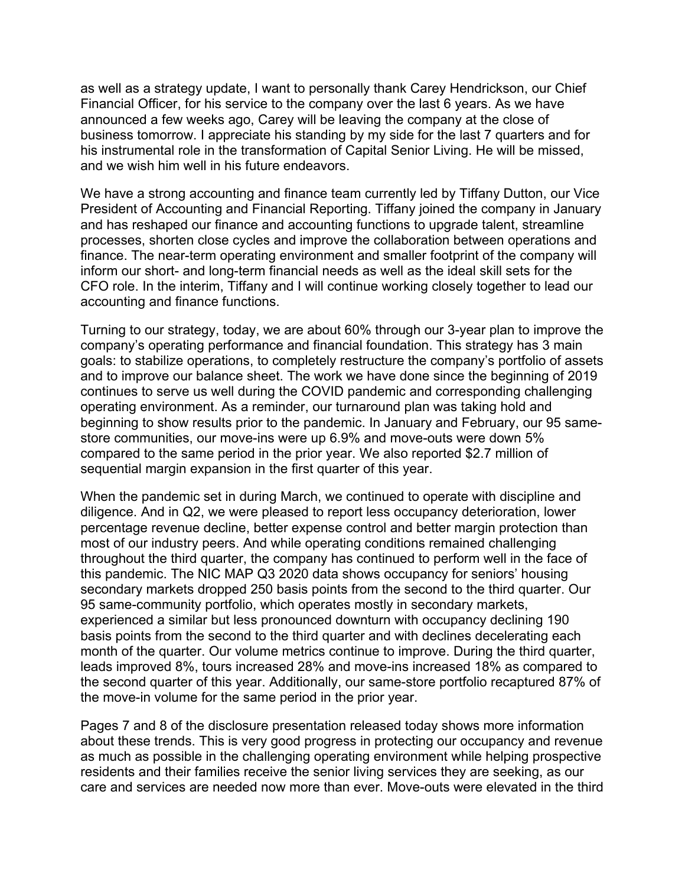as well as a strategy update, I want to personally thank Carey Hendrickson, our Chief Financial Officer, for his service to the company over the last 6 years. As we have announced a few weeks ago, Carey will be leaving the company at the close of business tomorrow. I appreciate his standing by my side for the last 7 quarters and for his instrumental role in the transformation of Capital Senior Living. He will be missed, and we wish him well in his future endeavors.

We have a strong accounting and finance team currently led by Tiffany Dutton, our Vice President of Accounting and Financial Reporting. Tiffany joined the company in January and has reshaped our finance and accounting functions to upgrade talent, streamline processes, shorten close cycles and improve the collaboration between operations and finance. The near-term operating environment and smaller footprint of the company will inform our short- and long-term financial needs as well as the ideal skill sets for the CFO role. In the interim, Tiffany and I will continue working closely together to lead our accounting and finance functions.

Turning to our strategy, today, we are about 60% through our 3-year plan to improve the company's operating performance and financial foundation. This strategy has 3 main goals: to stabilize operations, to completely restructure the company's portfolio of assets and to improve our balance sheet. The work we have done since the beginning of 2019 continues to serve us well during the COVID pandemic and corresponding challenging operating environment. As a reminder, our turnaround plan was taking hold and beginning to show results prior to the pandemic. In January and February, our 95 same-store communities, our move-ins were up 6.9% and move-outs were down 5% compared to the same period in the prior year. We also reported $2.7 million of sequential margin expansion in the first quarter of this year.

When the pandemic set in during March, we continued to operate with discipline and diligence. And in Q2, we were pleased to report less occupancy deterioration, lower percentage revenue decline, better expense control and better margin protection than most of our industry peers. And while operating conditions remained challenging throughout the third quarter, the company has continued to perform well in the face of this pandemic. The NIC MAP Q3 2020 data shows occupancy for seniors' housing secondary markets dropped 250 basis points from the second to the third quarter. Our 95 same-community portfolio, which operates mostly in secondary markets, experienced a similar but less pronounced downturn with occupancy declining 190 basis points from the second to the third quarter and with declines decelerating each month of the quarter. Our volume metrics continue to improve. During the third quarter, leads improved 8%, tours increased 28% and move-ins increased 18% as compared to the second quarter of this year. Additionally, our same-store portfolio recaptured 87% of the move-in volume for the same period in the prior year.

Pages 7 and 8 of the disclosure presentation released today shows more information about these trends. This is very good progress in protecting our occupancy and revenue as much as possible in the challenging operating environment while helping prospective residents and their families receive the senior living services they are seeking, as our care and services are needed now more than ever. Move-outs were elevated in the third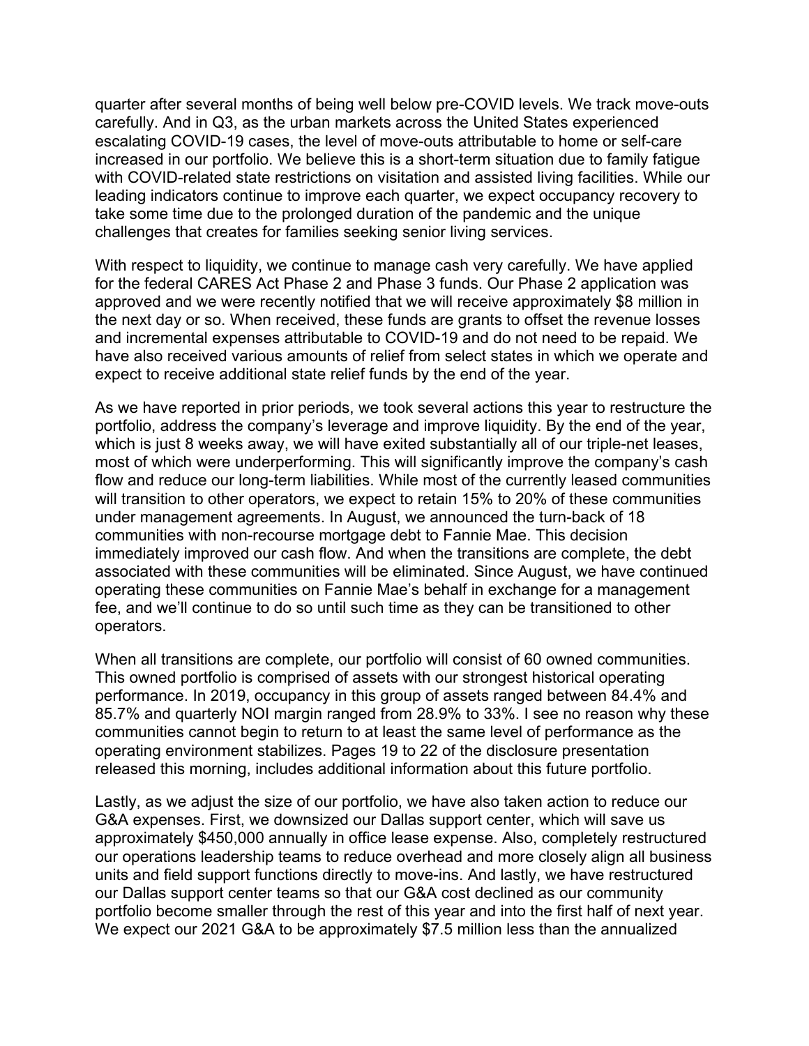quarter after several months of being well below pre-COVID levels. We track move-outs carefully. And in Q3, as the urban markets across the United States experienced escalating COVID-19 cases, the level of move-outs attributable to home or self-care increased in our portfolio. We believe this is a short-term situation due to family fatigue with COVID-related state restrictions on visitation and assisted living facilities. While our leading indicators continue to improve each quarter, we expect occupancy recovery to take some time due to the prolonged duration of the pandemic and the unique challenges that creates for families seeking senior living services.

With respect to liquidity, we continue to manage cash very carefully. We have applied for the federal CARES Act Phase 2 and Phase 3 funds. Our Phase 2 application was approved and we were recently notified that we will receive approximately $8 million in the next day or so. When received, these funds are grants to offset the revenue losses and incremental expenses attributable to COVID-19 and do not need to be repaid. We have also received various amounts of relief from select states in which we operate and expect to receive additional state relief funds by the end of the year.

As we have reported in prior periods, we took several actions this year to restructure the portfolio, address the company's leverage and improve liquidity. By the end of the year, which is just 8 weeks away, we will have exited substantially all of our triple-net leases, most of which were underperforming. This will significantly improve the company's cash flow and reduce our long-term liabilities. While most of the currently leased communities will transition to other operators, we expect to retain 15% to 20% of these communities under management agreements. In August, we announced the turn-back of 18 communities with non-recourse mortgage debt to Fannie Mae. This decision immediately improved our cash flow. And when the transitions are complete, the debt associated with these communities will be eliminated. Since August, we have continued operating these communities on Fannie Mae's behalf in exchange for a management fee, and we'll continue to do so until such time as they can be transitioned to other operators.

When all transitions are complete, our portfolio will consist of 60 owned communities. This owned portfolio is comprised of assets with our strongest historical operating performance. In 2019, occupancy in this group of assets ranged between 84.4% and 85.7% and quarterly NOI margin ranged from 28.9% to 33%. I see no reason why these communities cannot begin to return to at least the same level of performance as the operating environment stabilizes. Pages 19 to 22 of the disclosure presentation released this morning, includes additional information about this future portfolio.

Lastly, as we adjust the size of our portfolio, we have also taken action to reduce our G&A expenses. First, we downsized our Dallas support center, which will save us approximately $450,000 annually in office lease expense. Also, completely restructured our operations leadership teams to reduce overhead and more closely align all business units and field support functions directly to move-ins. And lastly, we have restructured our Dallas support center teams so that our G&A cost declined as our community portfolio become smaller through the rest of this year and into the first half of next year. We expect our 2021 G&A to be approximately $7.5 million less than the annualized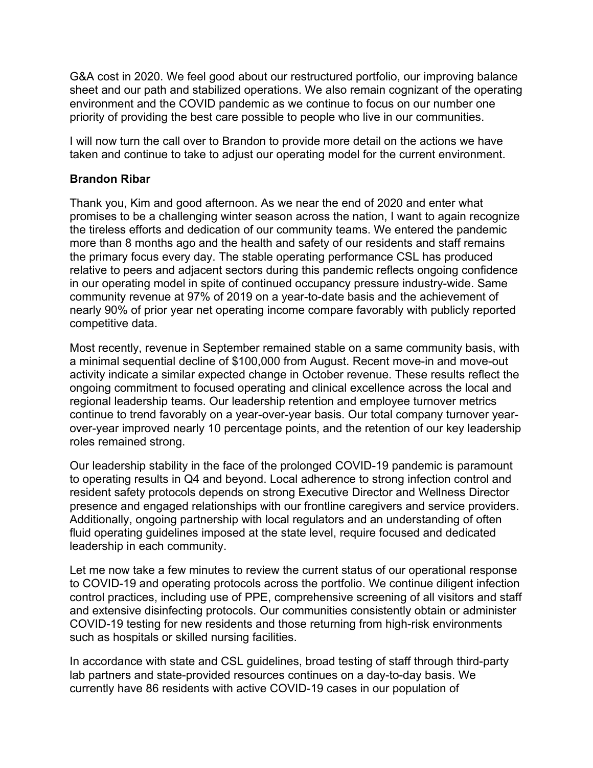G&A cost in 2020. We feel good about our restructured portfolio, our improving balance sheet and our path and stabilized operations. We also remain cognizant of the operating environment and the COVID pandemic as we continue to focus on our number one priority of providing the best care possible to people who live in our communities.

I will now turn the call over to Brandon to provide more detail on the actions we have taken and continue to take to adjust our operating model for the current environment.

**Brandon Ribar**

Thank you, Kim and good afternoon. As we near the end of 2020 and enter what promises to be a challenging winter season across the nation, I want to again recognize the tireless efforts and dedication of our community teams. We entered the pandemic more than 8 months ago and the health and safety of our residents and staff remains the primary focus every day. The stable operating performance CSL has produced relative to peers and adjacent sectors during this pandemic reflects ongoing confidence in our operating model in spite of continued occupancy pressure industry-wide. Same community revenue at 97% of 2019 on a year-to-date basis and the achievement of nearly 90% of prior year net operating income compare favorably with publicly reported competitive data.

Most recently, revenue in September remained stable on a same community basis, with a minimal sequential decline of $100,000 from August. Recent move-in and move-out activity indicate a similar expected change in October revenue. These results reflect the ongoing commitment to focused operating and clinical excellence across the local and regional leadership teams. Our leadership retention and employee turnover metrics continue to trend favorably on a year-over-year basis. Our total company turnover year-over-year improved nearly 10 percentage points, and the retention of our key leadership roles remained strong.

Our leadership stability in the face of the prolonged COVID-19 pandemic is paramount to operating results in Q4 and beyond. Local adherence to strong infection control and resident safety protocols depends on strong Executive Director and Wellness Director presence and engaged relationships with our frontline caregivers and service providers. Additionally, ongoing partnership with local regulators and an understanding of often fluid operating guidelines imposed at the state level, require focused and dedicated leadership in each community.

Let me now take a few minutes to review the current status of our operational response to COVID-19 and operating protocols across the portfolio. We continue diligent infection control practices, including use of PPE, comprehensive screening of all visitors and staff and extensive disinfecting protocols. Our communities consistently obtain or administer COVID-19 testing for new residents and those returning from high-risk environments such as hospitals or skilled nursing facilities.

In accordance with state and CSL guidelines, broad testing of staff through third-party lab partners and state-provided resources continues on a day-to-day basis. We currently have 86 residents with active COVID-19 cases in our population of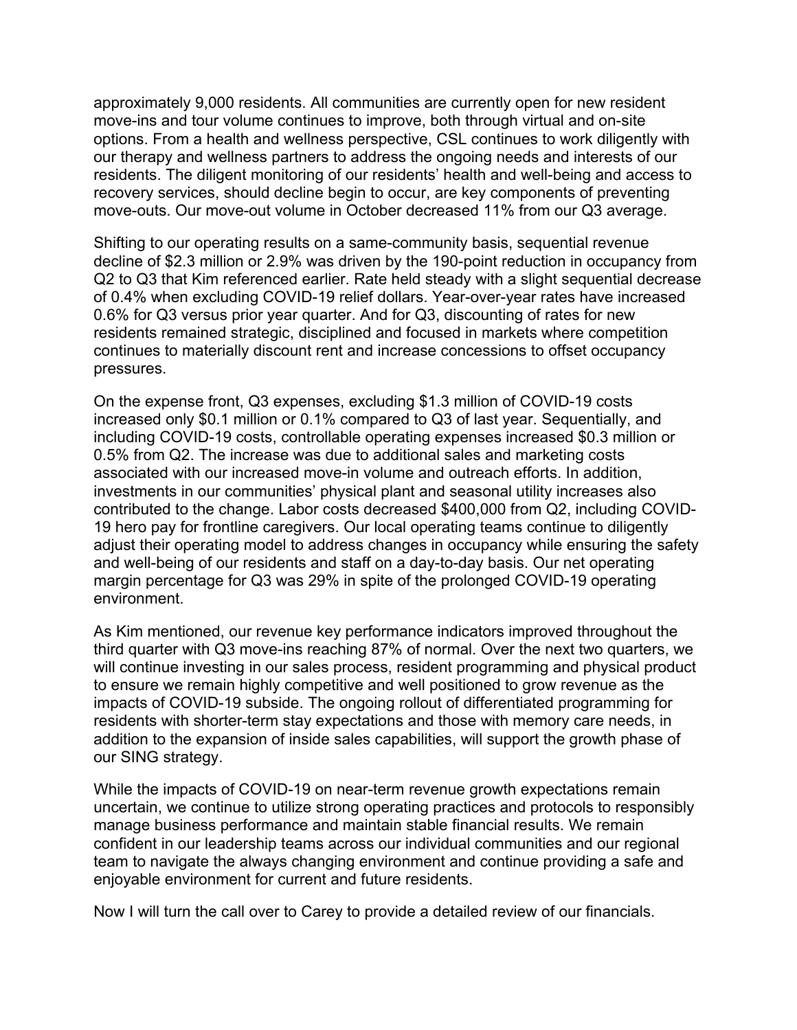approximately 9,000 residents. All communities are currently open for new resident move-ins and tour volume continues to improve, both through virtual and on-site options. From a health and wellness perspective, CSL continues to work diligently with our therapy and wellness partners to address the ongoing needs and interests of our residents. The diligent monitoring of our residents' health and well-being and access to recovery services, should decline begin to occur, are key components of preventing move-outs. Our move-out volume in October decreased 11% from our Q3 average.

Shifting to our operating results on a same-community basis, sequential revenue decline of $2.3 million or 2.9% was driven by the 190-point reduction in occupancy from Q2 to Q3 that Kim referenced earlier. Rate held steady with a slight sequential decrease of 0.4% when excluding COVID-19 relief dollars. Year-over-year rates have increased 0.6% for Q3 versus prior year quarter. And for Q3, discounting of rates for new residents remained strategic, disciplined and focused in markets where competition continues to materially discount rent and increase concessions to offset occupancy pressures.

On the expense front, Q3 expenses, excluding $1.3 million of COVID-19 costs increased only $0.1 million or 0.1% compared to Q3 of last year. Sequentially, and including COVID-19 costs, controllable operating expenses increased $0.3 million or 0.5% from Q2. The increase was due to additional sales and marketing costs associated with our increased move-in volume and outreach efforts. In addition, investments in our communities' physical plant and seasonal utility increases also contributed to the change. Labor costs decreased $400,000 from Q2, including COVID-19 hero pay for frontline caregivers. Our local operating teams continue to diligently adjust their operating model to address changes in occupancy while ensuring the safety and well-being of our residents and staff on a day-to-day basis. Our net operating margin percentage for Q3 was 29% in spite of the prolonged COVID-19 operating environment.

As Kim mentioned, our revenue key performance indicators improved throughout the third quarter with Q3 move-ins reaching 87% of normal. Over the next two quarters, we will continue investing in our sales process, resident programming and physical product to ensure we remain highly competitive and well positioned to grow revenue as the impacts of COVID-19 subside. The ongoing rollout of differentiated programming for residents with shorter-term stay expectations and those with memory care needs, in addition to the expansion of inside sales capabilities, will support the growth phase of our SING strategy.

While the impacts of COVID-19 on near-term revenue growth expectations remain uncertain, we continue to utilize strong operating practices and protocols to responsibly manage business performance and maintain stable financial results. We remain confident in our leadership teams across our individual communities and our regional team to navigate the always changing environment and continue providing a safe and enjoyable environment for current and future residents.

Now I will turn the call over to Carey to provide a detailed review of our financials.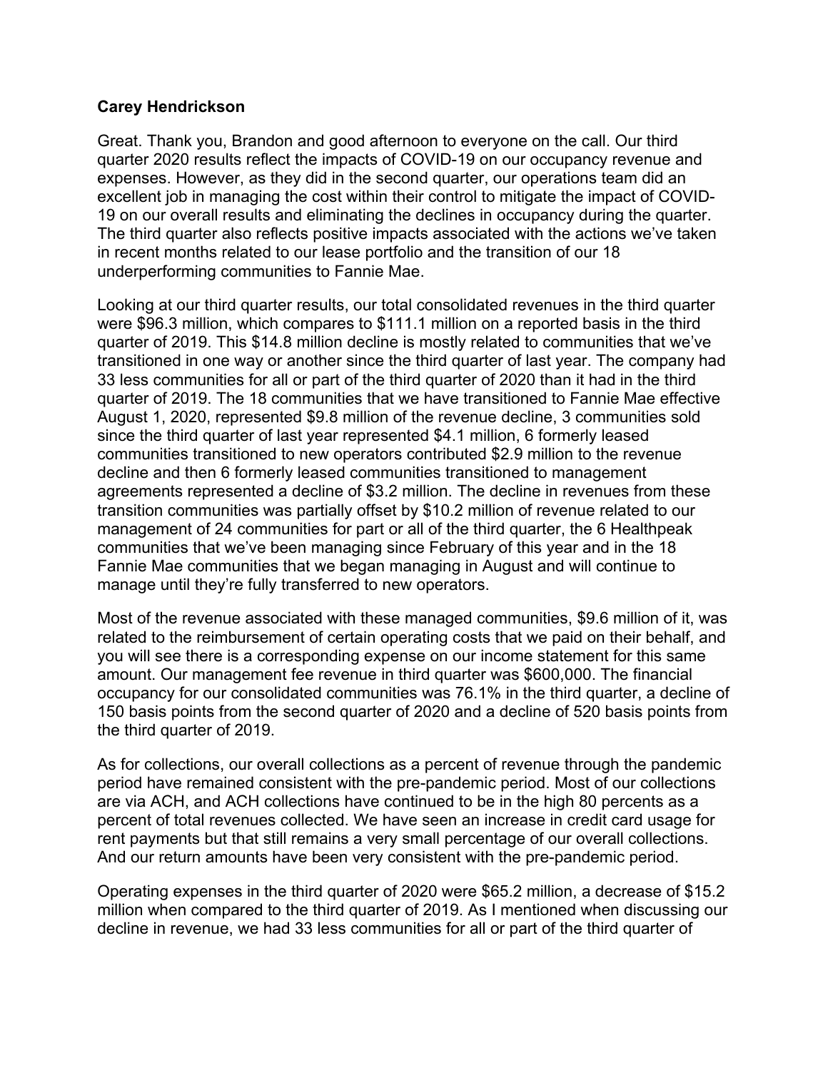**Carey Hendrickson**

Great. Thank you, Brandon and good afternoon to everyone on the call. Our third quarter 2020 results reflect the impacts of COVID-19 on our occupancy revenue and expenses. However, as they did in the second quarter, our operations team did an excellent job in managing the cost within their control to mitigate the impact of COVID-19 on our overall results and eliminating the declines in occupancy during the quarter. The third quarter also reflects positive impacts associated with the actions we've taken in recent months related to our lease portfolio and the transition of our 18 underperforming communities to Fannie Mae.

Looking at our third quarter results, our total consolidated revenues in the third quarter were $96.3 million, which compares to $111.1 million on a reported basis in the third quarter of 2019. This $14.8 million decline is mostly related to communities that we've transitioned in one way or another since the third quarter of last year. The company had 33 less communities for all or part of the third quarter of 2020 than it had in the third quarter of 2019. The 18 communities that we have transitioned to Fannie Mae effective August 1, 2020, represented $9.8 million of the revenue decline, 3 communities sold since the third quarter of last year represented $4.1 million, 6 formerly leased communities transitioned to new operators contributed $2.9 million to the revenue decline and then 6 formerly leased communities transitioned to management agreements represented a decline of $3.2 million. The decline in revenues from these transition communities was partially offset by $10.2 million of revenue related to our management of 24 communities for part or all of the third quarter, the 6 Healthpeak communities that we've been managing since February of this year and in the 18 Fannie Mae communities that we began managing in August and will continue to manage until they're fully transferred to new operators.

Most of the revenue associated with these managed communities, $9.6 million of it, was related to the reimbursement of certain operating costs that we paid on their behalf, and you will see there is a corresponding expense on our income statement for this same amount. Our management fee revenue in third quarter was $600,000. The financial occupancy for our consolidated communities was 76.1% in the third quarter, a decline of 150 basis points from the second quarter of 2020 and a decline of 520 basis points from the third quarter of 2019.

As for collections, our overall collections as a percent of revenue through the pandemic period have remained consistent with the pre-pandemic period. Most of our collections are via ACH, and ACH collections have continued to be in the high 80 percents as a percent of total revenues collected. We have seen an increase in credit card usage for rent payments but that still remains a very small percentage of our overall collections. And our return amounts have been very consistent with the pre-pandemic period.

Operating expenses in the third quarter of 2020 were $65.2 million, a decrease of $15.2 million when compared to the third quarter of 2019. As I mentioned when discussing our decline in revenue, we had 33 less communities for all or part of the third quarter of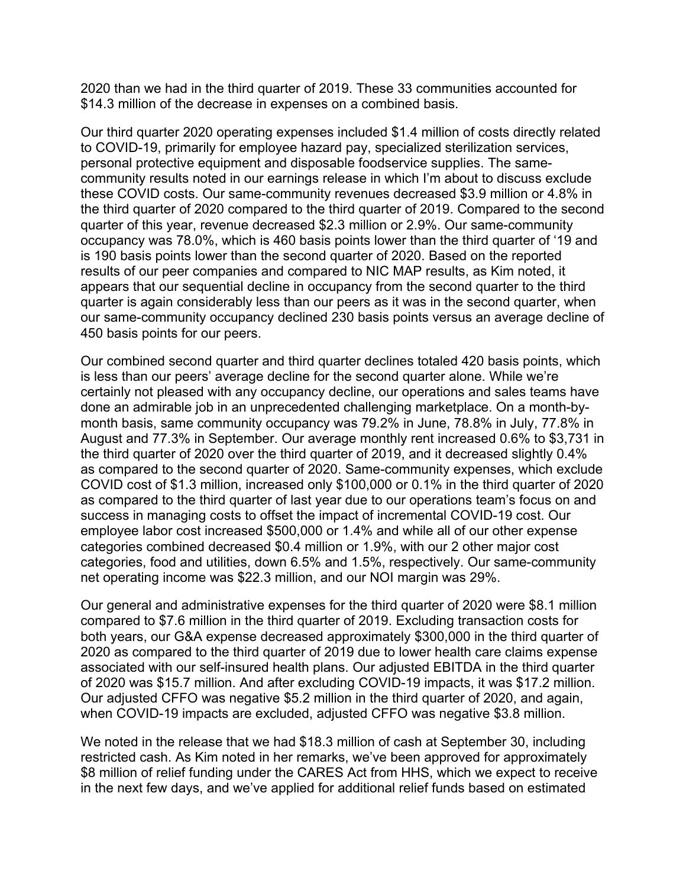2020 than we had in the third quarter of 2019. These 33 communities accounted for $14.3 million of the decrease in expenses on a combined basis.

Our third quarter 2020 operating expenses included $1.4 million of costs directly related to COVID-19, primarily for employee hazard pay, specialized sterilization services, personal protective equipment and disposable foodservice supplies. The same-community results noted in our earnings release in which I'm about to discuss exclude these COVID costs. Our same-community revenues decreased $3.9 million or 4.8% in the third quarter of 2020 compared to the third quarter of 2019. Compared to the second quarter of this year, revenue decreased $2.3 million or 2.9%. Our same-community occupancy was 78.0%, which is 460 basis points lower than the third quarter of '19 and is 190 basis points lower than the second quarter of 2020. Based on the reported results of our peer companies and compared to NIC MAP results, as Kim noted, it appears that our sequential decline in occupancy from the second quarter to the third quarter is again considerably less than our peers as it was in the second quarter, when our same-community occupancy declined 230 basis points versus an average decline of 450 basis points for our peers.

Our combined second quarter and third quarter declines totaled 420 basis points, which is less than our peers' average decline for the second quarter alone. While we're certainly not pleased with any occupancy decline, our operations and sales teams have done an admirable job in an unprecedented challenging marketplace. On a month-by-month basis, same community occupancy was 79.2% in June, 78.8% in July, 77.8% in August and 77.3% in September. Our average monthly rent increased 0.6% to $3,731 in the third quarter of 2020 over the third quarter of 2019, and it decreased slightly 0.4% as compared to the second quarter of 2020. Same-community expenses, which exclude COVID cost of $1.3 million, increased only $100,000 or 0.1% in the third quarter of 2020 as compared to the third quarter of last year due to our operations team's focus on and success in managing costs to offset the impact of incremental COVID-19 cost. Our employee labor cost increased $500,000 or 1.4% and while all of our other expense categories combined decreased $0.4 million or 1.9%, with our 2 other major cost categories, food and utilities, down 6.5% and 1.5%, respectively. Our same-community net operating income was $22.3 million, and our NOI margin was 29%.

Our general and administrative expenses for the third quarter of 2020 were $8.1 million compared to $7.6 million in the third quarter of 2019. Excluding transaction costs for both years, our G&A expense decreased approximately $300,000 in the third quarter of 2020 as compared to the third quarter of 2019 due to lower health care claims expense associated with our self-insured health plans. Our adjusted EBITDA in the third quarter of 2020 was $15.7 million. And after excluding COVID-19 impacts, it was $17.2 million. Our adjusted CFFO was negative $5.2 million in the third quarter of 2020, and again, when COVID-19 impacts are excluded, adjusted CFFO was negative $3.8 million.

We noted in the release that we had $18.3 million of cash at September 30, including restricted cash. As Kim noted in her remarks, we've been approved for approximately $8 million of relief funding under the CARES Act from HHS, which we expect to receive in the next few days, and we've applied for additional relief funds based on estimated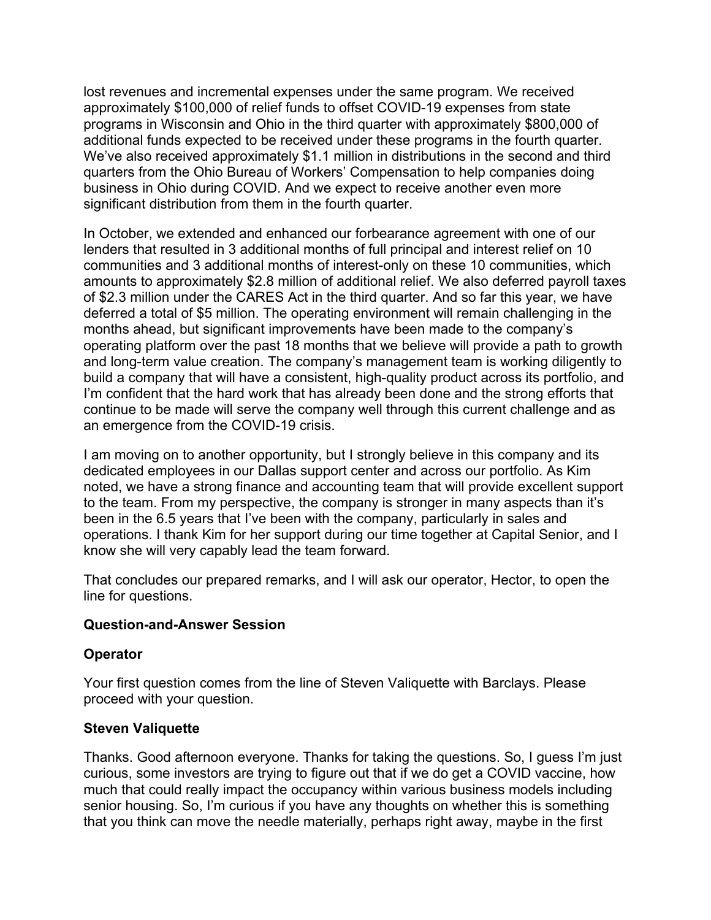lost revenues and incremental expenses under the same program. We received approximately $100,000 of relief funds to offset COVID-19 expenses from state programs in Wisconsin and Ohio in the third quarter with approximately $800,000 of additional funds expected to be received under these programs in the fourth quarter. We've also received approximately $1.1 million in distributions in the second and third quarters from the Ohio Bureau of Workers' Compensation to help companies doing business in Ohio during COVID. And we expect to receive another even more significant distribution from them in the fourth quarter.

In October, we extended and enhanced our forbearance agreement with one of our lenders that resulted in 3 additional months of full principal and interest relief on 10 communities and 3 additional months of interest-only on these 10 communities, which amounts to approximately $2.8 million of additional relief. We also deferred payroll taxes of $2.3 million under the CARES Act in the third quarter. And so far this year, we have deferred a total of $5 million. The operating environment will remain challenging in the months ahead, but significant improvements have been made to the company's operating platform over the past 18 months that we believe will provide a path to growth and long-term value creation. The company's management team is working diligently to build a company that will have a consistent, high-quality product across its portfolio, and I'm confident that the hard work that has already been done and the strong efforts that continue to be made will serve the company well through this current challenge and as an emergence from the COVID-19 crisis.

I am moving on to another opportunity, but I strongly believe in this company and its dedicated employees in our Dallas support center and across our portfolio. As Kim noted, we have a strong finance and accounting team that will provide excellent support to the team. From my perspective, the company is stronger in many aspects than it's been in the 6.5 years that I've been with the company, particularly in sales and operations. I thank Kim for her support during our time together at Capital Senior, and I know she will very capably lead the team forward.

That concludes our prepared remarks, and I will ask our operator, Hector, to open the line for questions.

**Question-and-Answer Session**

**Operator**

Your first question comes from the line of Steven Valiquette with Barclays. Please proceed with your question.

**Steven Valiquette**

Thanks. Good afternoon everyone. Thanks for taking the questions. So, I guess I'm just curious, some investors are trying to figure out that if we do get a COVID vaccine, how much that could really impact the occupancy within various business models including senior housing. So, I'm curious if you have any thoughts on whether this is something that you think can move the needle materially, perhaps right away, maybe in the first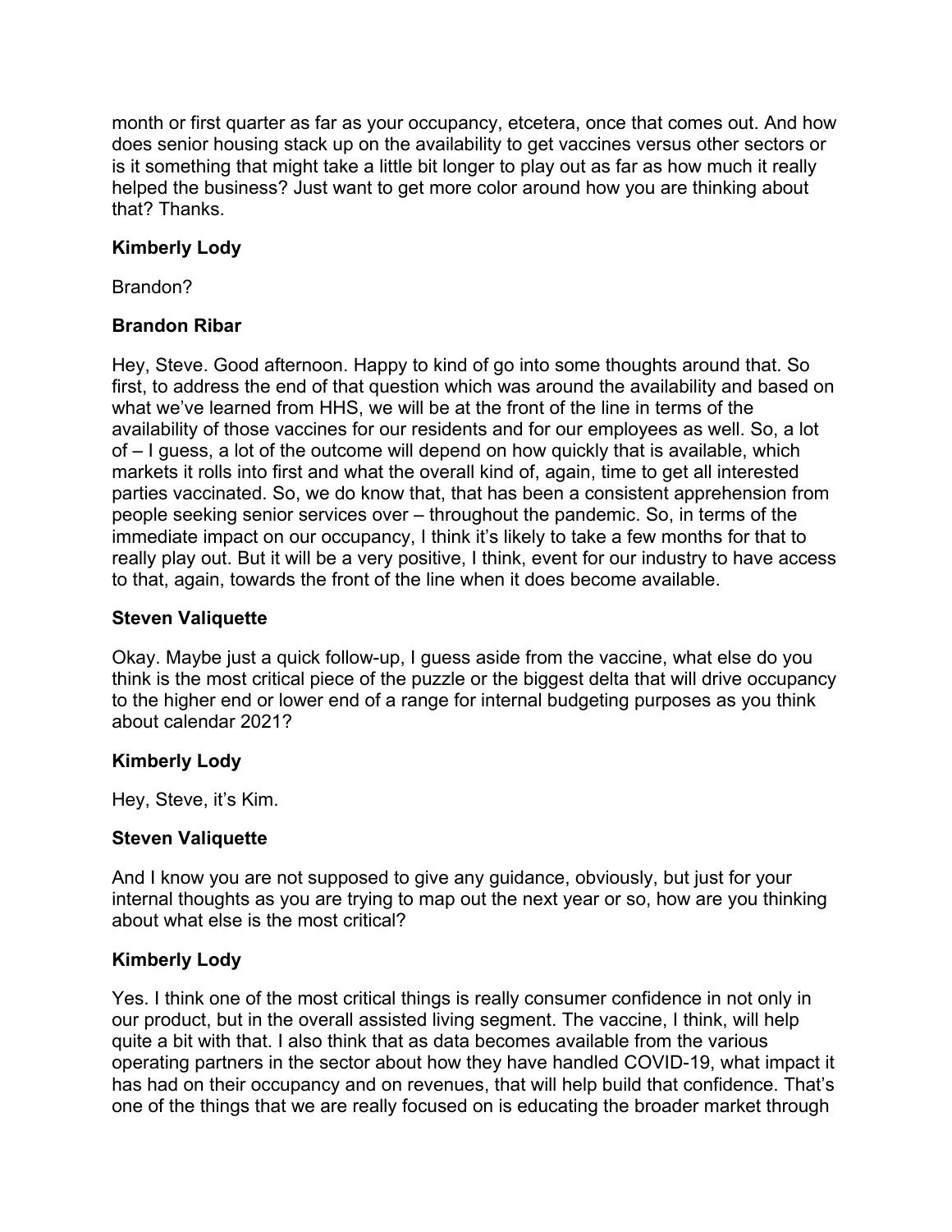month or first quarter as far as your occupancy, etcetera, once that comes out. And how does senior housing stack up on the availability to get vaccines versus other sectors or is it something that might take a little bit longer to play out as far as how much it really helped the business? Just want to get more color around how you are thinking about that? Thanks.

**Kimberly Lody**

Brandon?

**Brandon Ribar**

Hey, Steve. Good afternoon. Happy to kind of go into some thoughts around that. So first, to address the end of that question which was around the availability and based on what we've learned from HHS, we will be at the front of the line in terms of the availability of those vaccines for our residents and for our employees as well. So, a lot of – I guess, a lot of the outcome will depend on how quickly that is available, which markets it rolls into first and what the overall kind of, again, time to get all interested parties vaccinated. So, we do know that, that has been a consistent apprehension from people seeking senior services over – throughout the pandemic. So, in terms of the immediate impact on our occupancy, I think it's likely to take a few months for that to really play out. But it will be a very positive, I think, event for our industry to have access to that, again, towards the front of the line when it does become available.

**Steven Valiquette**

Okay. Maybe just a quick follow-up, I guess aside from the vaccine, what else do you think is the most critical piece of the puzzle or the biggest delta that will drive occupancy to the higher end or lower end of a range for internal budgeting purposes as you think about calendar 2021?

**Kimberly Lody**

Hey, Steve, it's Kim.

**Steven Valiquette**

And I know you are not supposed to give any guidance, obviously, but just for your internal thoughts as you are trying to map out the next year or so, how are you thinking about what else is the most critical?

**Kimberly Lody**

Yes. I think one of the most critical things is really consumer confidence in not only in our product, but in the overall assisted living segment. The vaccine, I think, will help quite a bit with that. I also think that as data becomes available from the various operating partners in the sector about how they have handled COVID-19, what impact it has had on their occupancy and on revenues, that will help build that confidence. That's one of the things that we are really focused on is educating the broader market through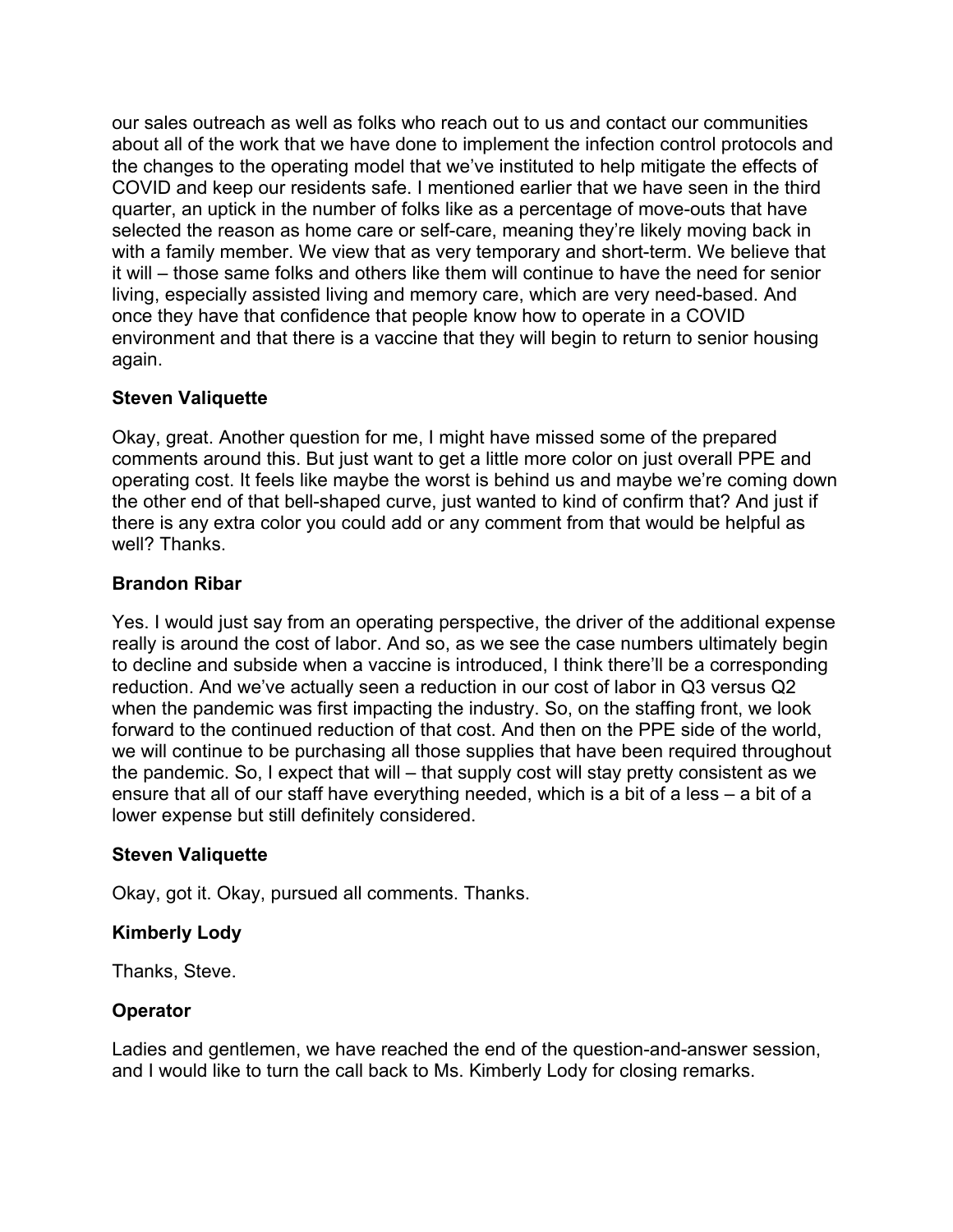our sales outreach as well as folks who reach out to us and contact our communities about all of the work that we have done to implement the infection control protocols and the changes to the operating model that we've instituted to help mitigate the effects of COVID and keep our residents safe. I mentioned earlier that we have seen in the third quarter, an uptick in the number of folks like as a percentage of move-outs that have selected the reason as home care or self-care, meaning they're likely moving back in with a family member. We view that as very temporary and short-term. We believe that it will – those same folks and others like them will continue to have the need for senior living, especially assisted living and memory care, which are very need-based. And once they have that confidence that people know how to operate in a COVID environment and that there is a vaccine that they will begin to return to senior housing again.

**Steven Valiquette**

Okay, great. Another question for me, I might have missed some of the prepared comments around this. But just want to get a little more color on just overall PPE and operating cost. It feels like maybe the worst is behind us and maybe we're coming down the other end of that bell-shaped curve, just wanted to kind of confirm that? And just if there is any extra color you could add or any comment from that would be helpful as well? Thanks.

**Brandon Ribar**

Yes. I would just say from an operating perspective, the driver of the additional expense really is around the cost of labor. And so, as we see the case numbers ultimately begin to decline and subside when a vaccine is introduced, I think there'll be a corresponding reduction. And we've actually seen a reduction in our cost of labor in Q3 versus Q2 when the pandemic was first impacting the industry. So, on the staffing front, we look forward to the continued reduction of that cost. And then on the PPE side of the world, we will continue to be purchasing all those supplies that have been required throughout the pandemic. So, I expect that will – that supply cost will stay pretty consistent as we ensure that all of our staff have everything needed, which is a bit of a less – a bit of a lower expense but still definitely considered.

**Steven Valiquette**

Okay, got it. Okay, pursued all comments. Thanks.

**Kimberly Lody**

Thanks, Steve.

**Operator**

Ladies and gentlemen, we have reached the end of the question-and-answer session, and I would like to turn the call back to Ms. Kimberly Lody for closing remarks.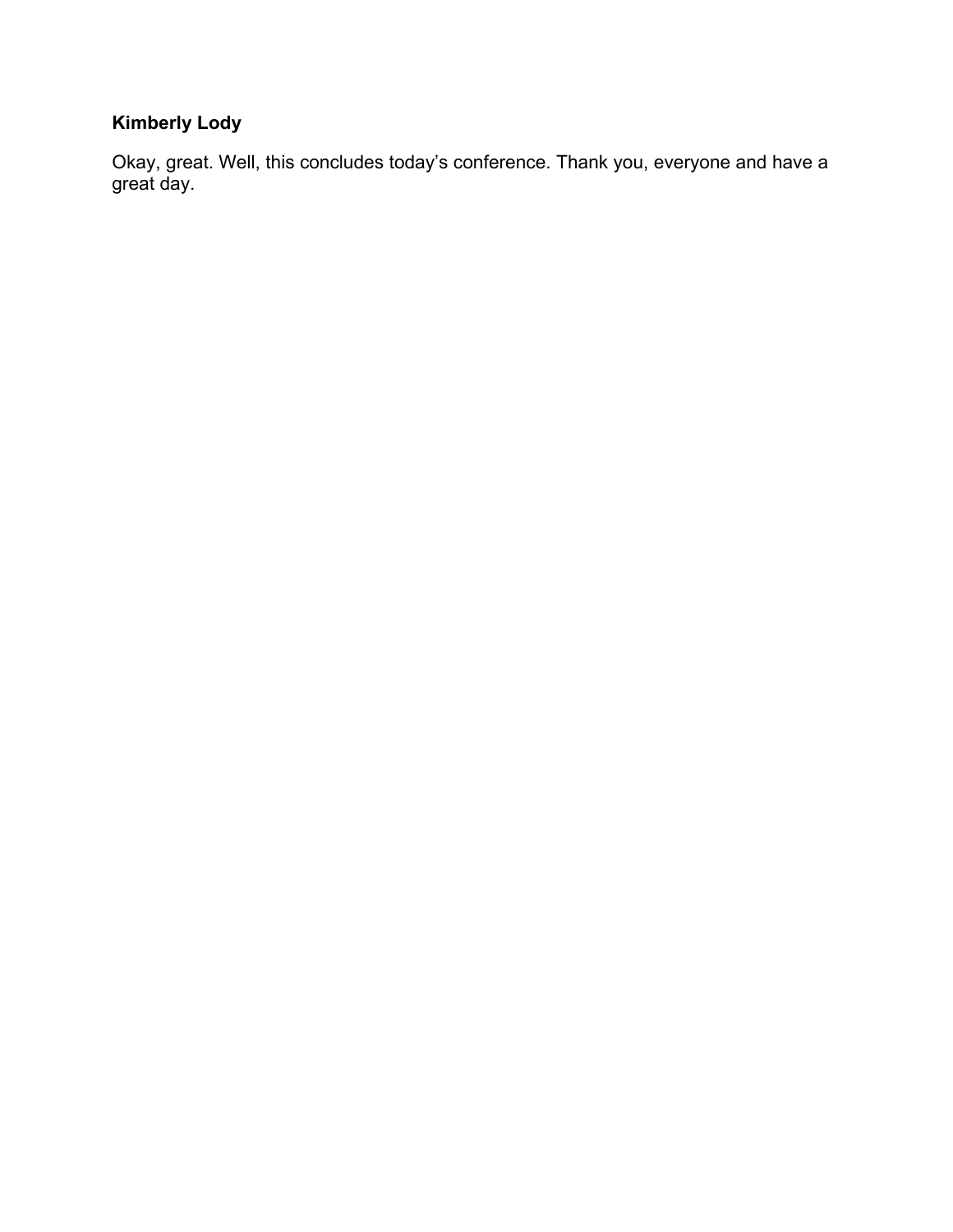**Kimberly Lody**

Okay, great. Well, this concludes today's conference. Thank you, everyone and have a great day.